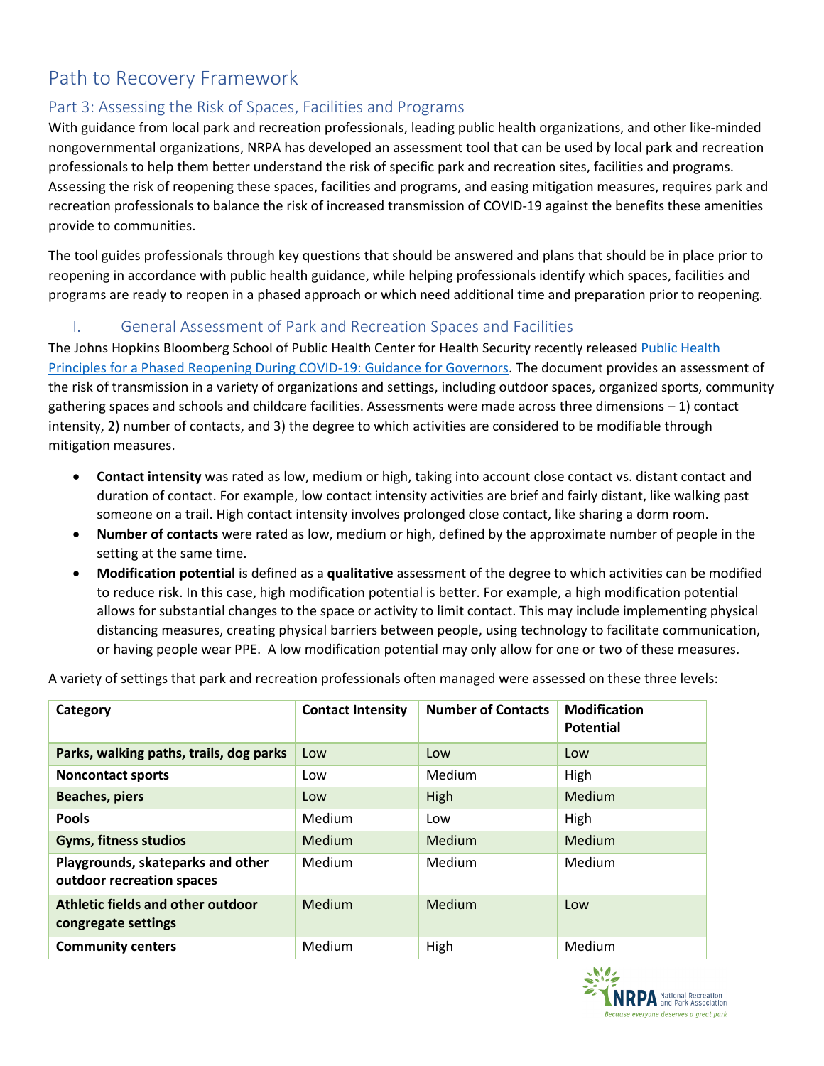# Path to Recovery Framework

## Part 3: Assessing the Risk of Spaces, Facilities and Programs

With guidance from local park and recreation professionals, leading public health organizations, and other like-minded nongovernmental organizations, NRPA has developed an assessment tool that can be used by local park and recreation professionals to help them better understand the risk of specific park and recreation sites, facilities and programs. Assessing the risk of reopening these spaces, facilities and programs, and easing mitigation measures, requires park and recreation professionals to balance the risk of increased transmission of COVID-19 against the benefits these amenities provide to communities.

The tool guides professionals through key questions that should be answered and plans that should be in place prior to reopening in accordance with public health guidance, while helping professionals identify which spaces, facilities and programs are ready to reopen in a phased approach or which need additional time and preparation prior to reopening.

### I. General Assessment of Park and Recreation Spaces and Facilities

The Johns Hopkins Bloomberg School of Public Health Center for Health Security recently released Public Health Principles for a Phased Reopening During COVID-19: Guidance for Governors. The document provides an assessment of the risk of transmission in a variety of organizations and settings, including outdoor spaces, organized sports, community gathering spaces and schools and childcare facilities. Assessments were made across three dimensions – 1) contact intensity, 2) number of contacts, and 3) the degree to which activities are considered to be modifiable through mitigation measures.

- **Contact intensity** was rated as low, medium or high, taking into account close contact vs. distant contact and duration of contact. For example, low contact intensity activities are brief and fairly distant, like walking past someone on a trail. High contact intensity involves prolonged close contact, like sharing a dorm room.
- **Number of contacts** were rated as low, medium or high, defined by the approximate number of people in the setting at the same time.
- **Modification potential** is defined as a **qualitative** assessment of the degree to which activities can be modified to reduce risk. In this case, high modification potential is better. For example, a high modification potential allows for substantial changes to the space or activity to limit contact. This may include implementing physical distancing measures, creating physical barriers between people, using technology to facilitate communication, or having people wear PPE. A low modification potential may only allow for one or two of these measures.

A variety of settings that park and recreation professionals often managed were assessed on these three levels:

| Category | Contact Intensity | Number of Contacts | Modification Potential |
|---|---|---|---|
| **Parks, walking paths, trails, dog parks** | Low | Low | Low |
| **Noncontact sports** | Low | Medium | High |
| **Beaches, piers** | Low | High | Medium |
| **Pools** | Medium | Low | High |
| **Gyms, fitness studios** | Medium | Medium | Medium |
| **Playgrounds, skateparks and other outdoor recreation spaces** | Medium | Medium | Medium |
| **Athletic fields and other outdoor congregate settings** | Medium | Medium | Low |
| **Community centers** | Medium | High | Medium |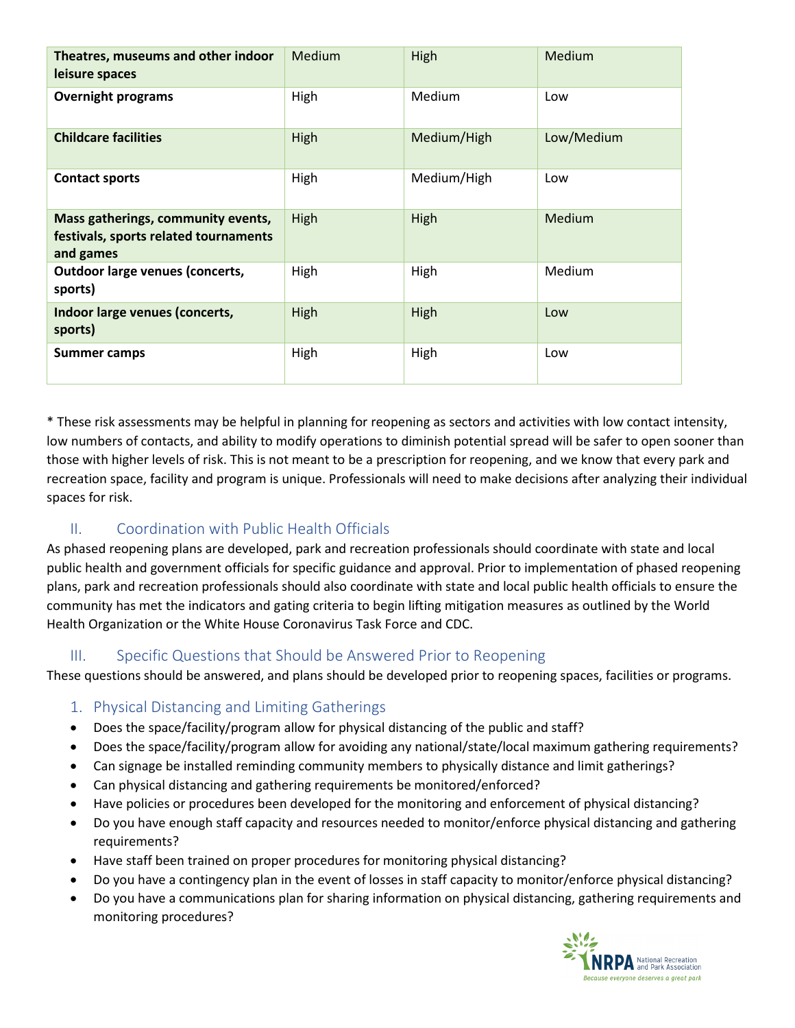| | | | |
|---|---|---|---|
| **Theatres, museums and other indoor leisure spaces** | Medium | High | Medium |
| **Overnight programs** | High | Medium | Low |
| **Childcare facilities** | High | Medium/High | Low/Medium |
| **Contact sports** | High | Medium/High | Low |
| **Mass gatherings, community events, festivals, sports related tournaments and games** | High | High | Medium |
| **Outdoor large venues (concerts, sports)** | High | High | Medium |
| **Indoor large venues (concerts, sports)** | High | High | Low |
| **Summer camps** | High | High | Low |

* These risk assessments may be helpful in planning for reopening as sectors and activities with low contact intensity, low numbers of contacts, and ability to modify operations to diminish potential spread will be safer to open sooner than those with higher levels of risk. This is not meant to be a prescription for reopening, and we know that every park and recreation space, facility and program is unique. Professionals will need to make decisions after analyzing their individual spaces for risk.

## II. Coordination with Public Health Officials

As phased reopening plans are developed, park and recreation professionals should coordinate with state and local public health and government officials for specific guidance and approval. Prior to implementation of phased reopening plans, park and recreation professionals should also coordinate with state and local public health officials to ensure the community has met the indicators and gating criteria to begin lifting mitigation measures as outlined by the World Health Organization or the White House Coronavirus Task Force and CDC.

## III. Specific Questions that Should be Answered Prior to Reopening

These questions should be answered, and plans should be developed prior to reopening spaces, facilities or programs.

### 1. Physical Distancing and Limiting Gatherings

- Does the space/facility/program allow for physical distancing of the public and staff?
- Does the space/facility/program allow for avoiding any national/state/local maximum gathering requirements?
- Can signage be installed reminding community members to physically distance and limit gatherings?
- Can physical distancing and gathering requirements be monitored/enforced?
- Have policies or procedures been developed for the monitoring and enforcement of physical distancing?
- Do you have enough staff capacity and resources needed to monitor/enforce physical distancing and gathering requirements?
- Have staff been trained on proper procedures for monitoring physical distancing?
- Do you have a contingency plan in the event of losses in staff capacity to monitor/enforce physical distancing?
- Do you have a communications plan for sharing information on physical distancing, gathering requirements and monitoring procedures?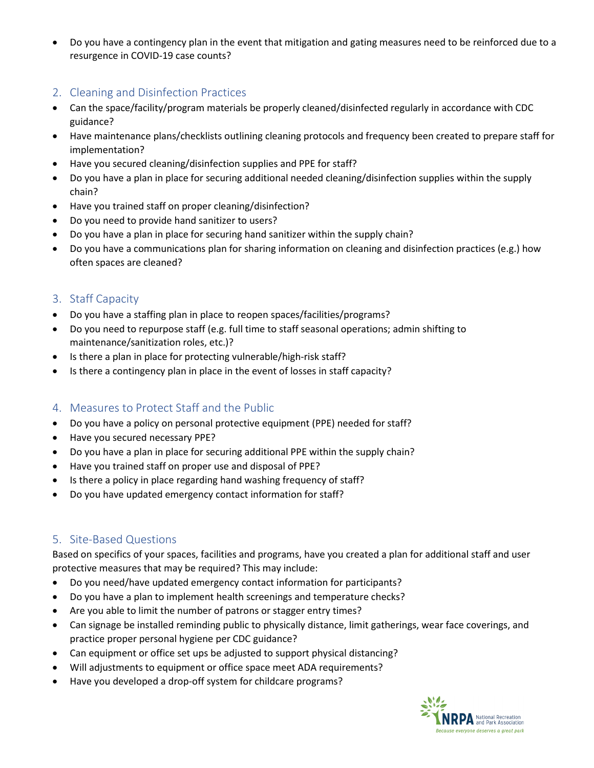- Do you have a contingency plan in the event that mitigation and gating measures need to be reinforced due to a resurgence in COVID-19 case counts?

## 2. Cleaning and Disinfection Practices

- Can the space/facility/program materials be properly cleaned/disinfected regularly in accordance with CDC guidance?
- Have maintenance plans/checklists outlining cleaning protocols and frequency been created to prepare staff for implementation?
- Have you secured cleaning/disinfection supplies and PPE for staff?
- Do you have a plan in place for securing additional needed cleaning/disinfection supplies within the supply chain?
- Have you trained staff on proper cleaning/disinfection?
- Do you need to provide hand sanitizer to users?
- Do you have a plan in place for securing hand sanitizer within the supply chain?
- Do you have a communications plan for sharing information on cleaning and disinfection practices (e.g.) how often spaces are cleaned?

## 3. Staff Capacity

- Do you have a staffing plan in place to reopen spaces/facilities/programs?
- Do you need to repurpose staff (e.g. full time to staff seasonal operations; admin shifting to maintenance/sanitization roles, etc.)?
- Is there a plan in place for protecting vulnerable/high-risk staff?
- Is there a contingency plan in place in the event of losses in staff capacity?

## 4. Measures to Protect Staff and the Public

- Do you have a policy on personal protective equipment (PPE) needed for staff?
- Have you secured necessary PPE?
- Do you have a plan in place for securing additional PPE within the supply chain?
- Have you trained staff on proper use and disposal of PPE?
- Is there a policy in place regarding hand washing frequency of staff?
- Do you have updated emergency contact information for staff?

## 5. Site-Based Questions

Based on specifics of your spaces, facilities and programs, have you created a plan for additional staff and user protective measures that may be required? This may include:

- Do you need/have updated emergency contact information for participants?
- Do you have a plan to implement health screenings and temperature checks?
- Are you able to limit the number of patrons or stagger entry times?
- Can signage be installed reminding public to physically distance, limit gatherings, wear face coverings, and practice proper personal hygiene per CDC guidance?
- Can equipment or office set ups be adjusted to support physical distancing?
- Will adjustments to equipment or office space meet ADA requirements?
- Have you developed a drop-off system for childcare programs?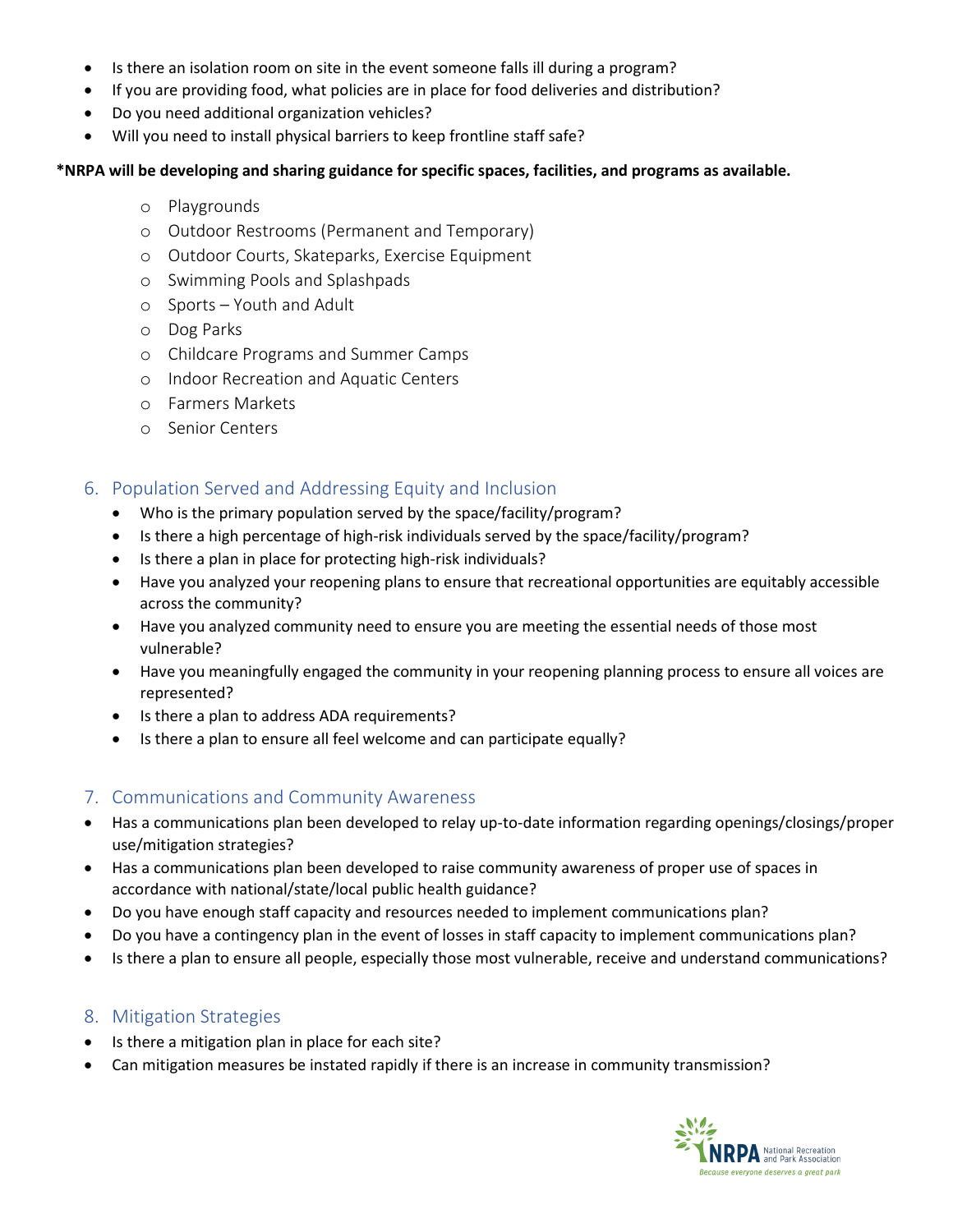- Is there an isolation room on site in the event someone falls ill during a program?
- If you are providing food, what policies are in place for food deliveries and distribution?
- Do you need additional organization vehicles?
- Will you need to install physical barriers to keep frontline staff safe?

**\*NRPA will be developing and sharing guidance for specific spaces, facilities, and programs as available.**

- Playgrounds
- Outdoor Restrooms (Permanent and Temporary)
- Outdoor Courts, Skateparks, Exercise Equipment
- Swimming Pools and Splashpads
- Sports – Youth and Adult
- Dog Parks
- Childcare Programs and Summer Camps
- Indoor Recreation and Aquatic Centers
- Farmers Markets
- Senior Centers

## 6. Population Served and Addressing Equity and Inclusion

- Who is the primary population served by the space/facility/program?
- Is there a high percentage of high-risk individuals served by the space/facility/program?
- Is there a plan in place for protecting high-risk individuals?
- Have you analyzed your reopening plans to ensure that recreational opportunities are equitably accessible across the community?
- Have you analyzed community need to ensure you are meeting the essential needs of those most vulnerable?
- Have you meaningfully engaged the community in your reopening planning process to ensure all voices are represented?
- Is there a plan to address ADA requirements?
- Is there a plan to ensure all feel welcome and can participate equally?

## 7. Communications and Community Awareness

- Has a communications plan been developed to relay up-to-date information regarding openings/closings/proper use/mitigation strategies?
- Has a communications plan been developed to raise community awareness of proper use of spaces in accordance with national/state/local public health guidance?
- Do you have enough staff capacity and resources needed to implement communications plan?
- Do you have a contingency plan in the event of losses in staff capacity to implement communications plan?
- Is there a plan to ensure all people, especially those most vulnerable, receive and understand communications?

## 8. Mitigation Strategies

- Is there a mitigation plan in place for each site?
- Can mitigation measures be instated rapidly if there is an increase in community transmission?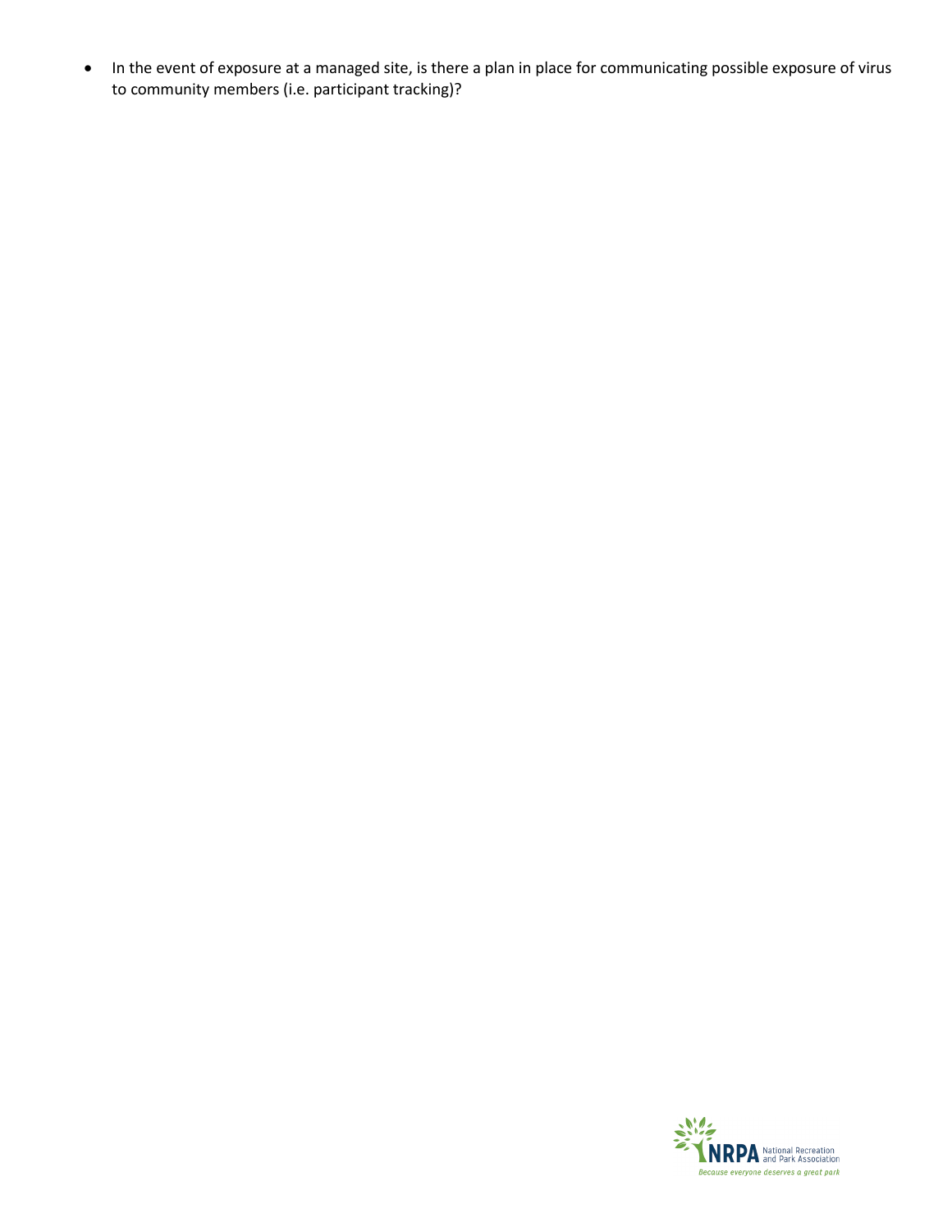- In the event of exposure at a managed site, is there a plan in place for communicating possible exposure of virus to community members (i.e. participant tracking)?